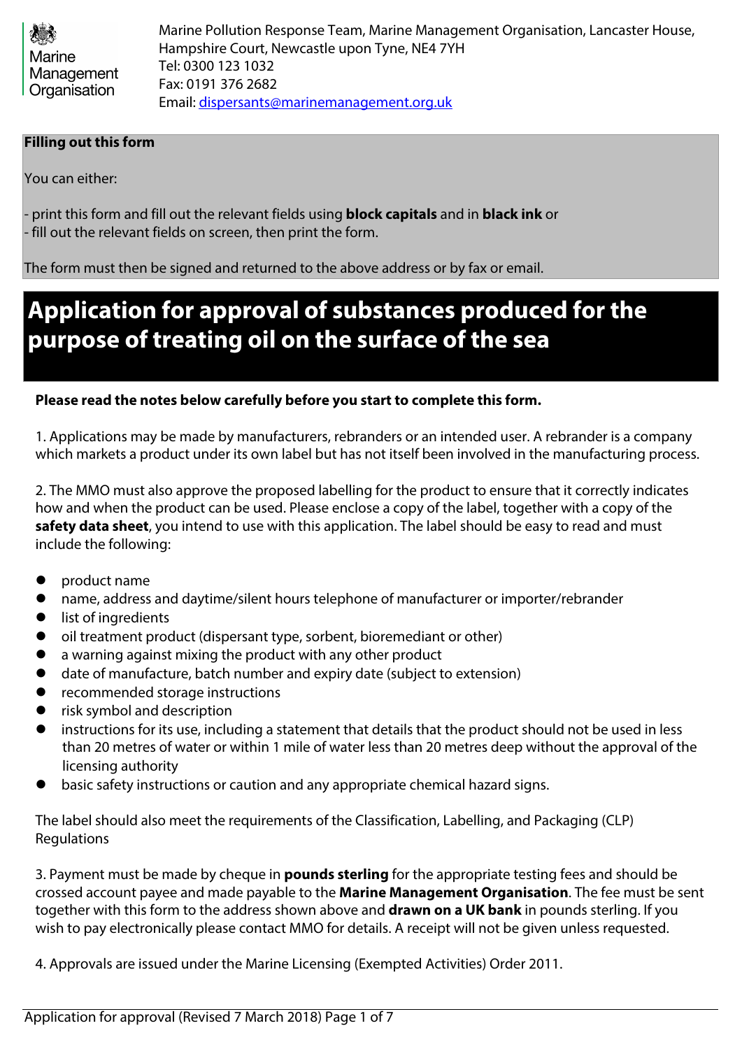Marine Management Organisation

Marine Pollution Response Team, Marine Management Organisation, Lancaster House, Hampshire Court, Newcastle upon Tyne, NE4 7YH
Tel: 0300 123 1032
Fax: 0191 376 2682
Email: dispersants@marinemanagement.org.uk

**Filling out this form**

You can either:

- print this form and fill out the relevant fields using **block capitals** and in **black ink** or
- fill out the relevant fields on screen, then print the form.

The form must then be signed and returned to the above address or by fax or email.

# Application for approval of substances produced for the purpose of treating oil on the surface of the sea

**Please read the notes below carefully before you start to complete this form.**

1. Applications may be made by manufacturers, rebranders or an intended user. A rebrander is a company which markets a product under its own label but has not itself been involved in the manufacturing process.

2. The MMO must also approve the proposed labelling for the product to ensure that it correctly indicates how and when the product can be used. Please enclose a copy of the label, together with a copy of the **safety data sheet**, you intend to use with this application. The label should be easy to read and must include the following:

- product name
- name, address and daytime/silent hours telephone of manufacturer or importer/rebrander
- list of ingredients
- oil treatment product (dispersant type, sorbent, bioremediant or other)
- a warning against mixing the product with any other product
- date of manufacture, batch number and expiry date (subject to extension)
- recommended storage instructions
- risk symbol and description
- instructions for its use, including a statement that details that the product should not be used in less than 20 metres of water or within 1 mile of water less than 20 metres deep without the approval of the licensing authority
- basic safety instructions or caution and any appropriate chemical hazard signs.

The label should also meet the requirements of the Classification, Labelling, and Packaging (CLP) Regulations

3. Payment must be made by cheque in **pounds sterling** for the appropriate testing fees and should be crossed account payee and made payable to the **Marine Management Organisation**. The fee must be sent together with this form to the address shown above and **drawn on a UK bank** in pounds sterling. If you wish to pay electronically please contact MMO for details. A receipt will not be given unless requested.

4. Approvals are issued under the Marine Licensing (Exempted Activities) Order 2011.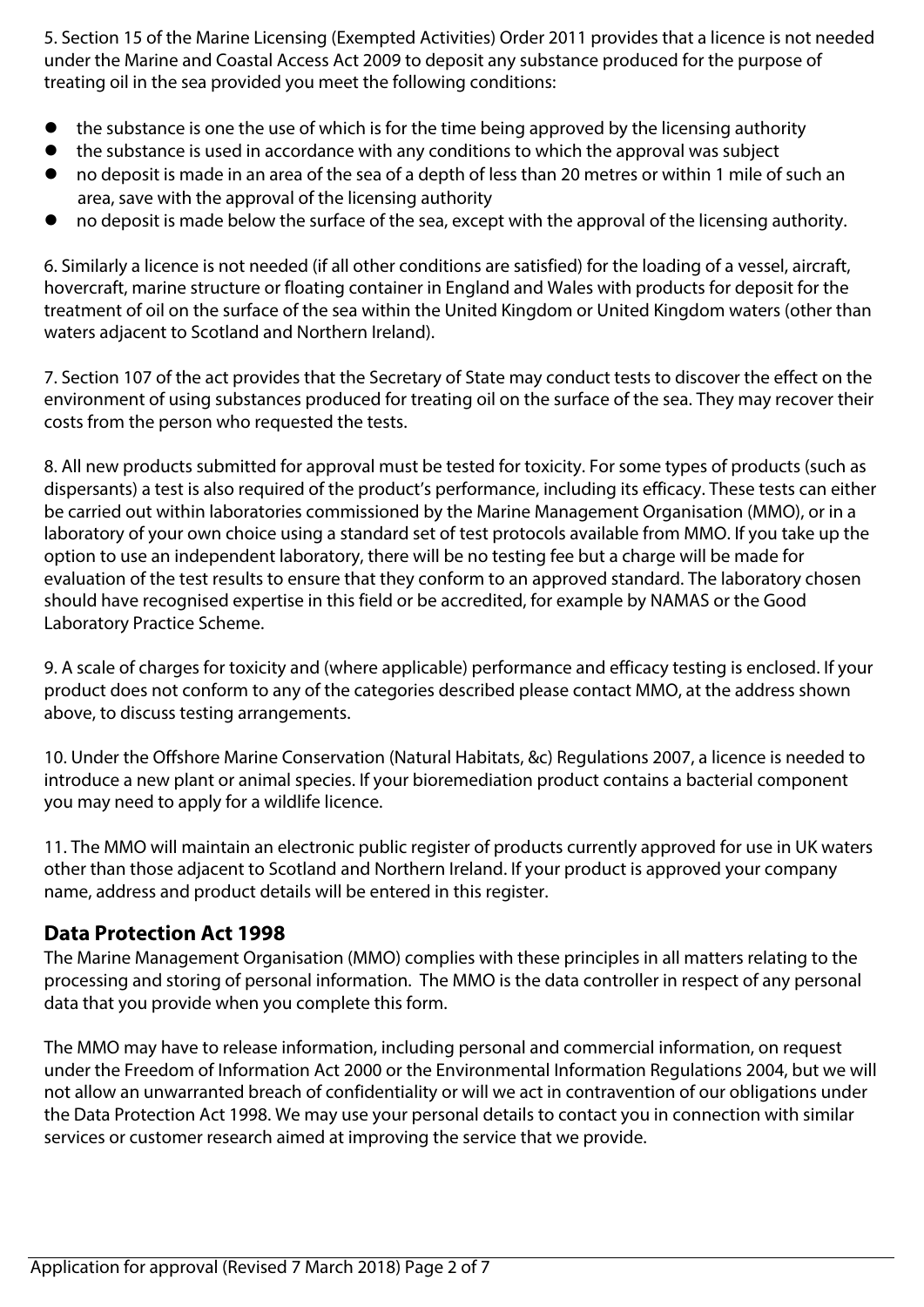5. Section 15 of the Marine Licensing (Exempted Activities) Order 2011 provides that a licence is not needed under the Marine and Coastal Access Act 2009 to deposit any substance produced for the purpose of treating oil in the sea provided you meet the following conditions:

- the substance is one the use of which is for the time being approved by the licensing authority
- the substance is used in accordance with any conditions to which the approval was subject
- no deposit is made in an area of the sea of a depth of less than 20 metres or within 1 mile of such an area, save with the approval of the licensing authority
- no deposit is made below the surface of the sea, except with the approval of the licensing authority.

6. Similarly a licence is not needed (if all other conditions are satisfied) for the loading of a vessel, aircraft, hovercraft, marine structure or floating container in England and Wales with products for deposit for the treatment of oil on the surface of the sea within the United Kingdom or United Kingdom waters (other than waters adjacent to Scotland and Northern Ireland).

7. Section 107 of the act provides that the Secretary of State may conduct tests to discover the effect on the environment of using substances produced for treating oil on the surface of the sea. They may recover their costs from the person who requested the tests.

8. All new products submitted for approval must be tested for toxicity. For some types of products (such as dispersants) a test is also required of the product's performance, including its efficacy. These tests can either be carried out within laboratories commissioned by the Marine Management Organisation (MMO), or in a laboratory of your own choice using a standard set of test protocols available from MMO. If you take up the option to use an independent laboratory, there will be no testing fee but a charge will be made for evaluation of the test results to ensure that they conform to an approved standard. The laboratory chosen should have recognised expertise in this field or be accredited, for example by NAMAS or the Good Laboratory Practice Scheme.

9. A scale of charges for toxicity and (where applicable) performance and efficacy testing is enclosed. If your product does not conform to any of the categories described please contact MMO, at the address shown above, to discuss testing arrangements.

10. Under the Offshore Marine Conservation (Natural Habitats, &c) Regulations 2007, a licence is needed to introduce a new plant or animal species. If your bioremediation product contains a bacterial component you may need to apply for a wildlife licence.

11. The MMO will maintain an electronic public register of products currently approved for use in UK waters other than those adjacent to Scotland and Northern Ireland. If your product is approved your company name, address and product details will be entered in this register.

## Data Protection Act 1998

The Marine Management Organisation (MMO) complies with these principles in all matters relating to the processing and storing of personal information. The MMO is the data controller in respect of any personal data that you provide when you complete this form.

The MMO may have to release information, including personal and commercial information, on request under the Freedom of Information Act 2000 or the Environmental Information Regulations 2004, but we will not allow an unwarranted breach of confidentiality or will we act in contravention of our obligations under the Data Protection Act 1998. We may use your personal details to contact you in connection with similar services or customer research aimed at improving the service that we provide.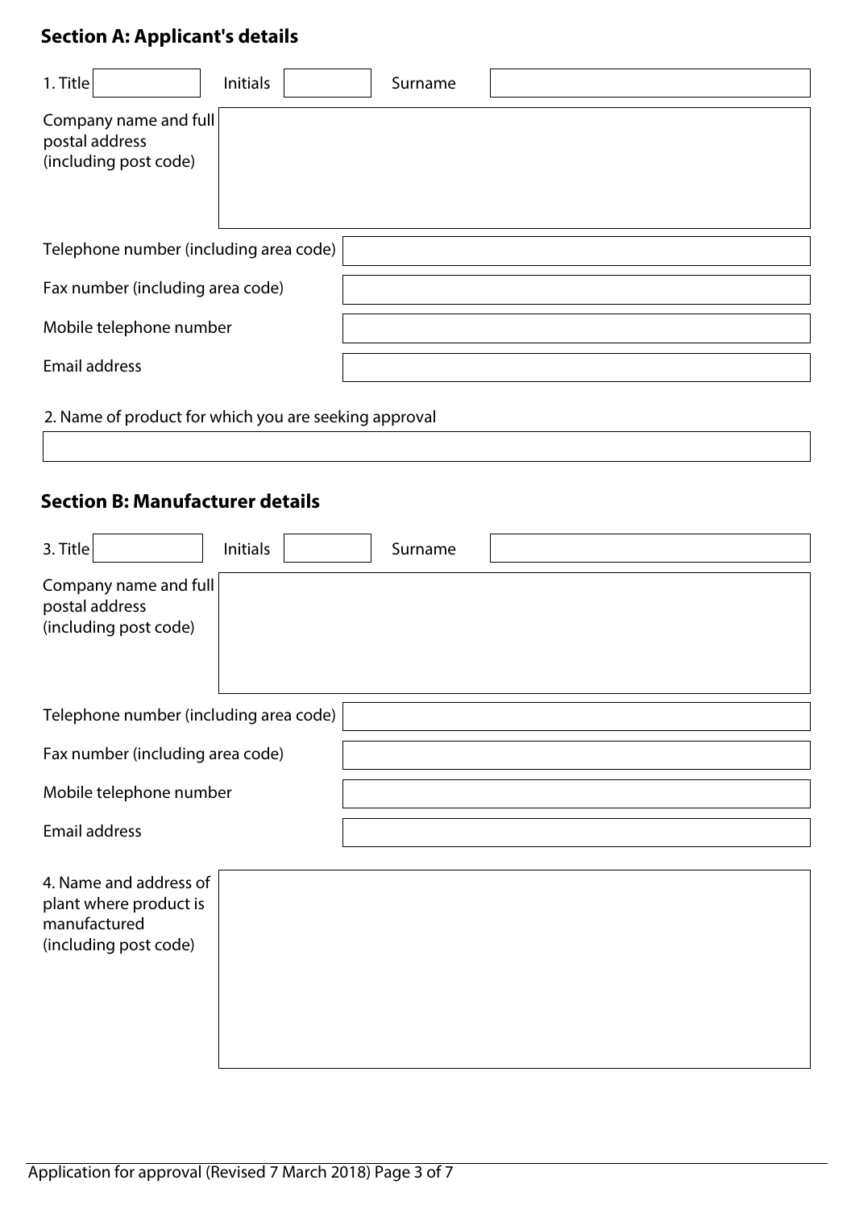## Section A: Applicant's details

| 1. Title | | Initials | | Surname | |
|---|---|---|---|---|---|

| | |
|---|---|
| Company name and full postal address (including post code) | |
| Telephone number (including area code) | |
| Fax number (including area code) | |
| Mobile telephone number | |
| Email address | |

2. Name of product for which you are seeking approval

| |
|---|
| |

## Section B: Manufacturer details

| 3. Title | | Initials | | Surname | |
|---|---|---|---|---|---|

| | |
|---|---|
| Company name and full postal address (including post code) | |
| Telephone number (including area code) | |
| Fax number (including area code) | |
| Mobile telephone number | |
| Email address | |

| | |
|---|---|
| 4. Name and address of plant where product is manufactured (including post code) | |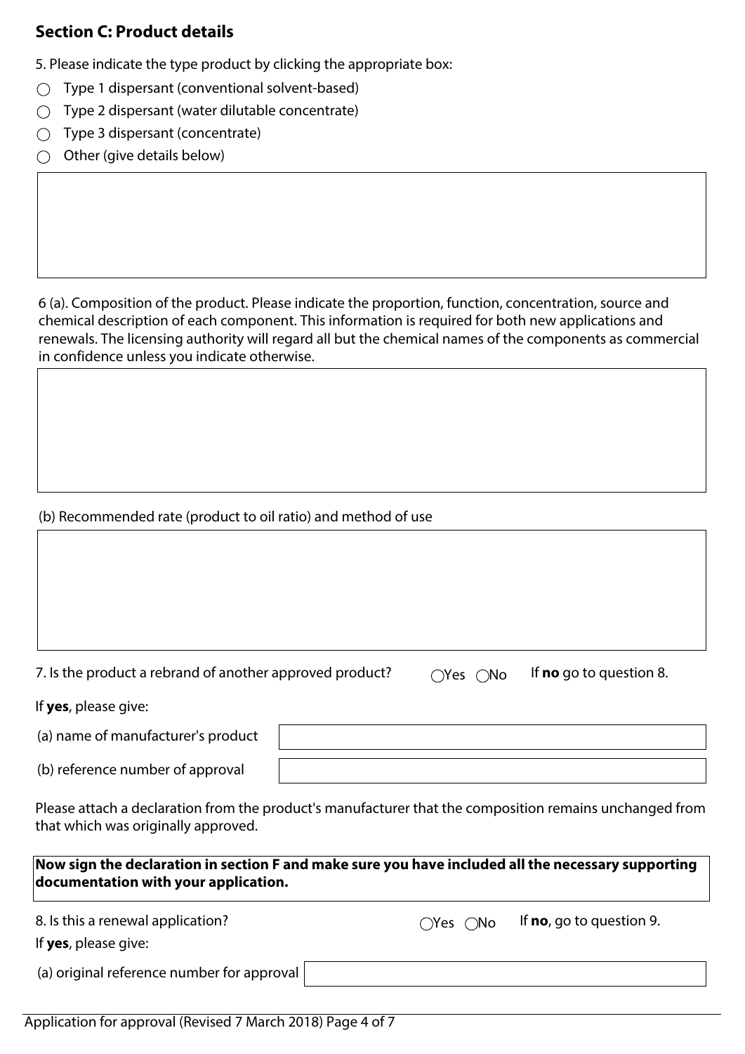## Section C: Product details

5. Please indicate the type product by clicking the appropriate box:

- ◯ Type 1 dispersant (conventional solvent-based)
- ◯ Type 2 dispersant (water dilutable concentrate)
- ◯ Type 3 dispersant (concentrate)
- ◯ Other (give details below)

6 (a). Composition of the product. Please indicate the proportion, function, concentration, source and chemical description of each component. This information is required for both new applications and renewals. The licensing authority will regard all but the chemical names of the components as commercial in confidence unless you indicate otherwise.

(b) Recommended rate (product to oil ratio) and method of use

7. Is the product a rebrand of another approved product? ◯Yes ◯No If **no** go to question 8.

If **yes**, please give:

(a) name of manufacturer's product

(b) reference number of approval

Please attach a declaration from the product's manufacturer that the composition remains unchanged from that which was originally approved.

**Now sign the declaration in section F and make sure you have included all the necessary supporting documentation with your application.**

8. Is this a renewal application? ◯Yes ◯No If **no**, go to question 9.

If **yes**, please give:

(a) original reference number for approval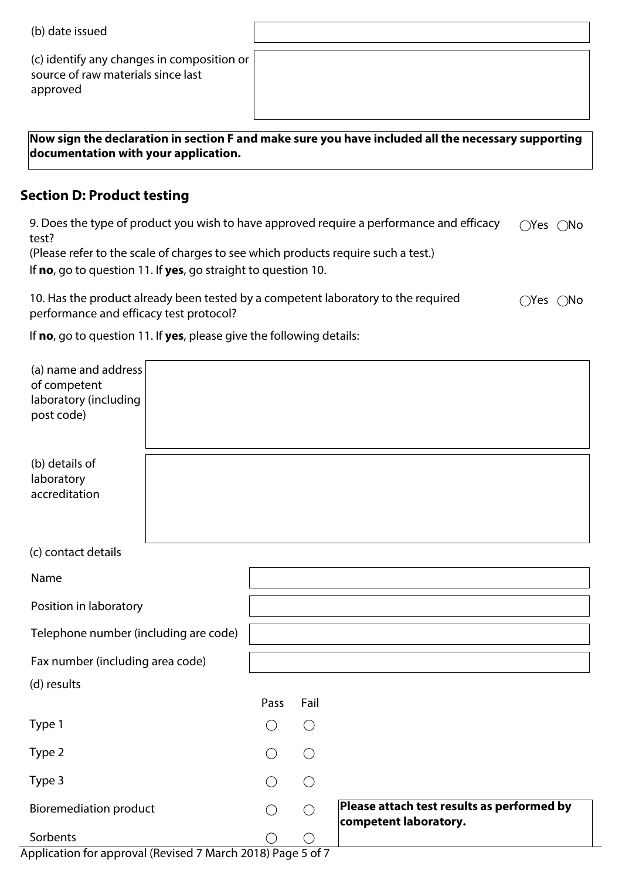(b) date issued

(c) identify any changes in composition or source of raw materials since last approved

**Now sign the declaration in section F and make sure you have included all the necessary supporting documentation with your application.**

## Section D: Product testing

9. Does the type of product you wish to have approved require a performance and efficacy test? ○Yes ○No

(Please refer to the scale of charges to see which products require such a test.)

If **no**, go to question 11. If **yes**, go straight to question 10.

10. Has the product already been tested by a competent laboratory to the required performance and efficacy test protocol? ○Yes ○No

If **no**, go to question 11. If **yes**, please give the following details:

(a) name and address of competent laboratory (including post code)

(b) details of laboratory accreditation

(c) contact details

Name

Position in laboratory

Telephone number (including are code)

Fax number (including area code)

(d) results

| | Pass | Fail |
|---|---|---|
| Type 1 | ○ | ○ |
| Type 2 | ○ | ○ |
| Type 3 | ○ | ○ |
| Bioremediation product | ○ | ○ |
| Sorbents | ○ | ○ |

**Please attach test results as performed by competent laboratory.**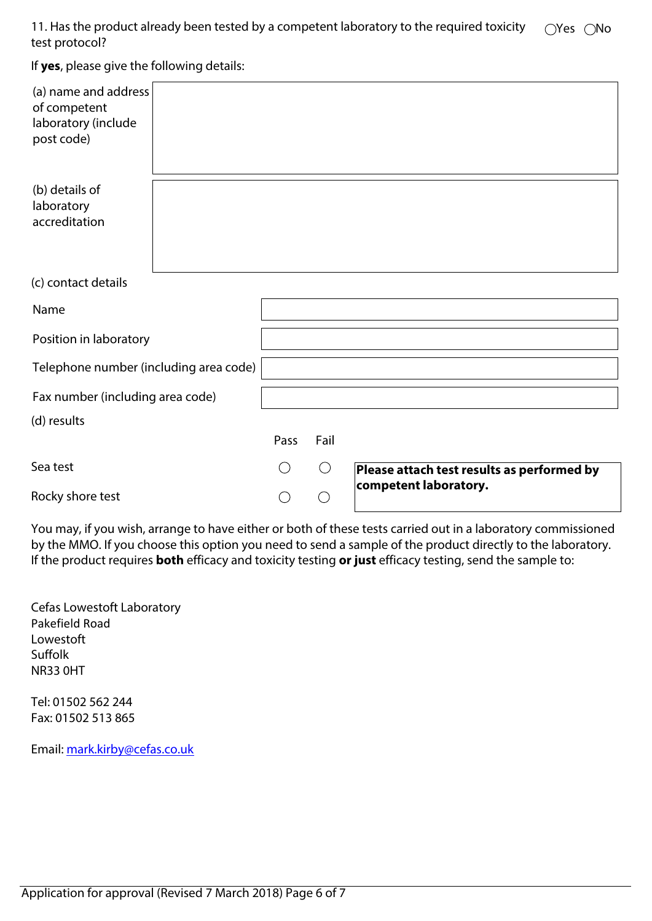11. Has the product already been tested by a competent laboratory to the required toxicity test protocol? ◯Yes ◯No

If **yes**, please give the following details:

| | |
|---|---|
| (a) name and address of competent laboratory (include post code) | |
| (b) details of laboratory accreditation | |

(c) contact details

| | |
|---|---|
| Name | |
| Position in laboratory | |
| Telephone number (including area code) | |
| Fax number (including area code) | |

(d) results

| | Pass | Fail | |
|---|---|---|---|
| Sea test | ◯ | ◯ | **Please attach test results as performed by competent laboratory.** |
| Rocky shore test | ◯ | ◯ | |

You may, if you wish, arrange to have either or both of these tests carried out in a laboratory commissioned by the MMO. If you choose this option you need to send a sample of the product directly to the laboratory. If the product requires **both** efficacy and toxicity testing **or just** efficacy testing, send the sample to:

Cefas Lowestoft Laboratory
Pakefield Road
Lowestoft
Suffolk
NR33 0HT

Tel: 01502 562 244
Fax: 01502 513 865

Email: mark.kirby@cefas.co.uk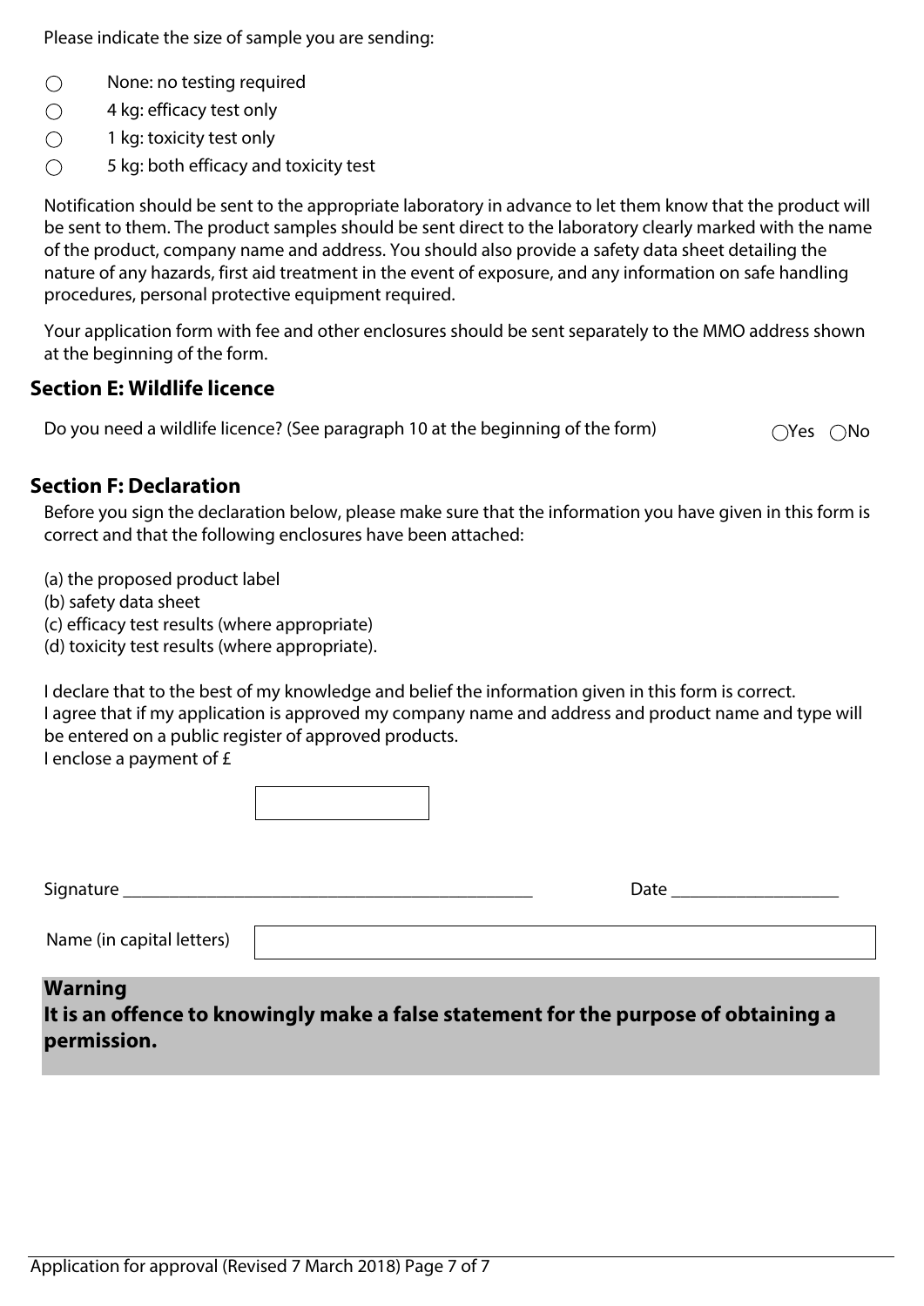Please indicate the size of sample you are sending:

- ○ None: no testing required
- ○ 4 kg: efficacy test only
- ○ 1 kg: toxicity test only
- ○ 5 kg: both efficacy and toxicity test

Notification should be sent to the appropriate laboratory in advance to let them know that the product will be sent to them. The product samples should be sent direct to the laboratory clearly marked with the name of the product, company name and address. You should also provide a safety data sheet detailing the nature of any hazards, first aid treatment in the event of exposure, and any information on safe handling procedures, personal protective equipment required.

Your application form with fee and other enclosures should be sent separately to the MMO address shown at the beginning of the form.

## Section E: Wildlife licence

Do you need a wildlife licence? (See paragraph 10 at the beginning of the form) ○Yes ○No

## Section F: Declaration

Before you sign the declaration below, please make sure that the information you have given in this form is correct and that the following enclosures have been attached:

(a) the proposed product label
(b) safety data sheet
(c) efficacy test results (where appropriate)
(d) toxicity test results (where appropriate).

I declare that to the best of my knowledge and belief the information given in this form is correct.
I agree that if my application is approved my company name and address and product name and type will be entered on a public register of approved products.
I enclose a payment of £

Signature ______________________________ Date ________________

Name (in capital letters) ______________________________

**Warning**
**It is an offence to knowingly make a false statement for the purpose of obtaining a permission.**